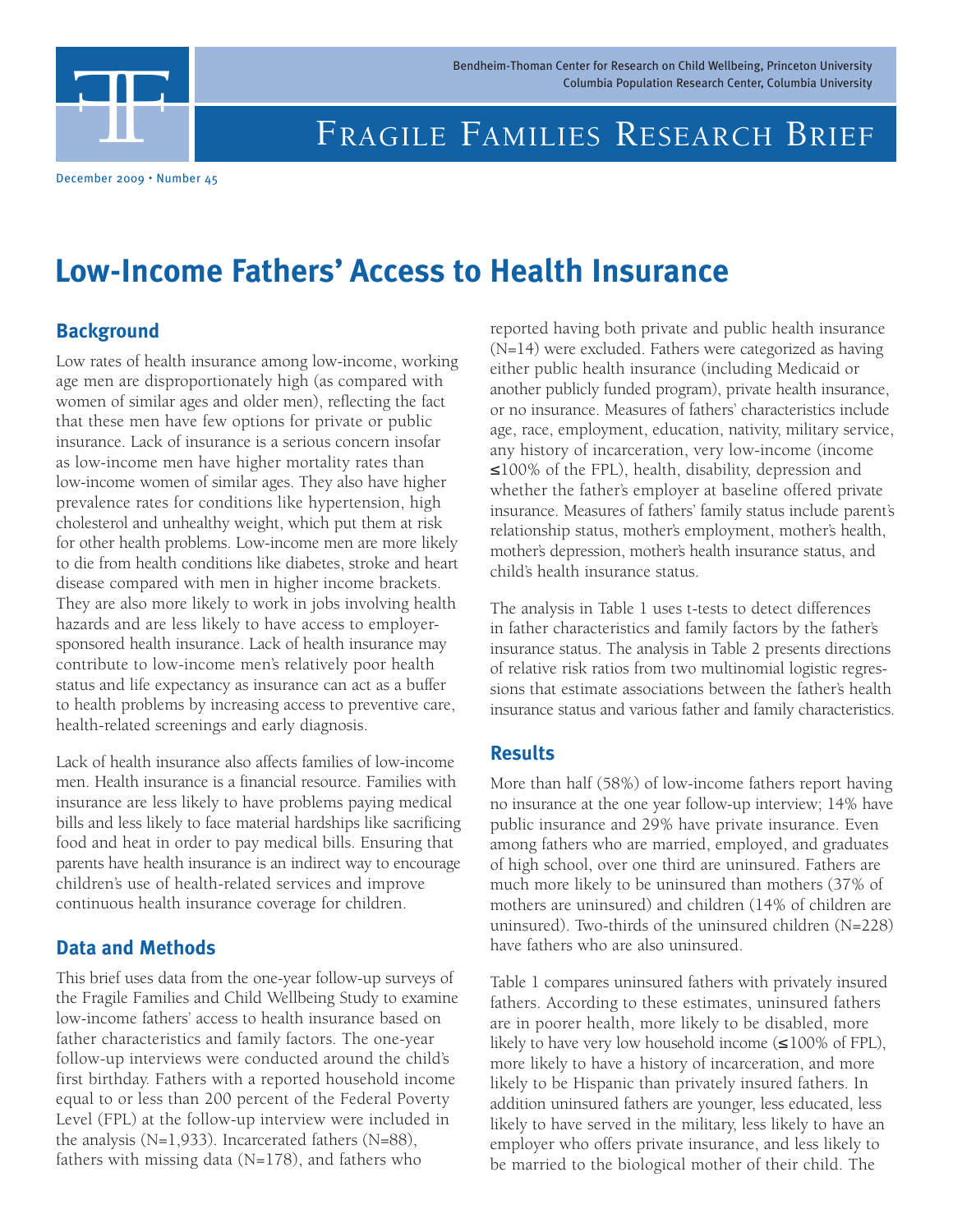Bendheim-Thoman Center for Research on Child Wellbeing, Princeton University
Columbia Population Research Center, Columbia University

Fragile Families Research Brief

December 2009 • Number 45

# Low-Income Fathers' Access to Health Insurance

## Background

Low rates of health insurance among low-income, working age men are disproportionately high (as compared with women of similar ages and older men), reflecting the fact that these men have few options for private or public insurance. Lack of insurance is a serious concern insofar as low-income men have higher mortality rates than low-income women of similar ages. They also have higher prevalence rates for conditions like hypertension, high cholesterol and unhealthy weight, which put them at risk for other health problems. Low-income men are more likely to die from health conditions like diabetes, stroke and heart disease compared with men in higher income brackets. They are also more likely to work in jobs involving health hazards and are less likely to have access to employer-sponsored health insurance. Lack of health insurance may contribute to low-income men's relatively poor health status and life expectancy as insurance can act as a buffer to health problems by increasing access to preventive care, health-related screenings and early diagnosis.

Lack of health insurance also affects families of low-income men. Health insurance is a financial resource. Families with insurance are less likely to have problems paying medical bills and less likely to face material hardships like sacrificing food and heat in order to pay medical bills. Ensuring that parents have health insurance is an indirect way to encourage children's use of health-related services and improve continuous health insurance coverage for children.

## Data and Methods

This brief uses data from the one-year follow-up surveys of the Fragile Families and Child Wellbeing Study to examine low-income fathers' access to health insurance based on father characteristics and family factors. The one-year follow-up interviews were conducted around the child's first birthday. Fathers with a reported household income equal to or less than 200 percent of the Federal Poverty Level (FPL) at the follow-up interview were included in the analysis (N=1,933). Incarcerated fathers (N=88), fathers with missing data (N=178), and fathers who reported having both private and public health insurance (N=14) were excluded. Fathers were categorized as having either public health insurance (including Medicaid or another publicly funded program), private health insurance, or no insurance. Measures of fathers' characteristics include age, race, employment, education, nativity, military service, any history of incarceration, very low-income (income ≤100% of the FPL), health, disability, depression and whether the father's employer at baseline offered private insurance. Measures of fathers' family status include parent's relationship status, mother's employment, mother's health, mother's depression, mother's health insurance status, and child's health insurance status.

The analysis in Table 1 uses t-tests to detect differences in father characteristics and family factors by the father's insurance status. The analysis in Table 2 presents directions of relative risk ratios from two multinomial logistic regressions that estimate associations between the father's health insurance status and various father and family characteristics.

## Results

More than half (58%) of low-income fathers report having no insurance at the one year follow-up interview; 14% have public insurance and 29% have private insurance. Even among fathers who are married, employed, and graduates of high school, over one third are uninsured. Fathers are much more likely to be uninsured than mothers (37% of mothers are uninsured) and children (14% of children are uninsured). Two-thirds of the uninsured children (N=228) have fathers who are also uninsured.

Table 1 compares uninsured fathers with privately insured fathers. According to these estimates, uninsured fathers are in poorer health, more likely to be disabled, more likely to have very low household income (≤100% of FPL), more likely to have a history of incarceration, and more likely to be Hispanic than privately insured fathers. In addition uninsured fathers are younger, less educated, less likely to have served in the military, less likely to have an employer who offers private insurance, and less likely to be married to the biological mother of their child. The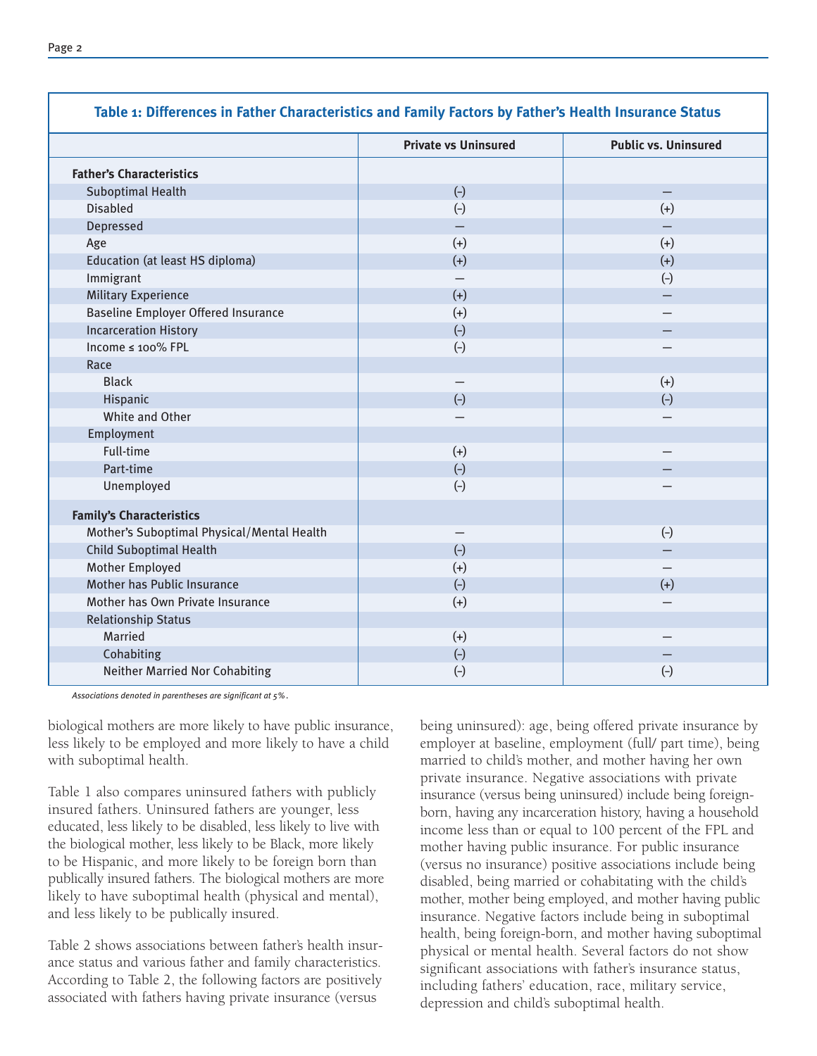**Table 1: Differences in Father Characteristics and Family Factors by Father's Health Insurance Status**

| | Private vs Uninsured | Public vs. Uninsured |
|---|---|---|
| **Father's Characteristics** | | |
| Suboptimal Health | (-) | — |
| Disabled | (-) | (+) |
| Depressed | — | — |
| Age | (+) | (+) |
| Education (at least HS diploma) | (+) | (+) |
| Immigrant | — | (-) |
| Military Experience | (+) | — |
| Baseline Employer Offered Insurance | (+) | — |
| Incarceration History | (-) | — |
| Income ≤ 100% FPL | (-) | — |
| Race | | |
| Black | — | (+) |
| Hispanic | (-) | (-) |
| White and Other | — | — |
| Employment | | |
| Full-time | (+) | — |
| Part-time | (-) | — |
| Unemployed | (-) | — |
| **Family's Characteristics** | | |
| Mother's Suboptimal Physical/Mental Health | — | (-) |
| Child Suboptimal Health | (-) | — |
| Mother Employed | (+) | — |
| Mother has Public Insurance | (-) | (+) |
| Mother has Own Private Insurance | (+) | — |
| Relationship Status | | |
| Married | (+) | — |
| Cohabiting | (-) | — |
| Neither Married Nor Cohabiting | (-) | (-) |

*Associations denoted in parentheses are significant at 5%.*

biological mothers are more likely to have public insurance, less likely to be employed and more likely to have a child with suboptimal health.

Table 1 also compares uninsured fathers with publicly insured fathers. Uninsured fathers are younger, less educated, less likely to be disabled, less likely to live with the biological mother, less likely to be Black, more likely to be Hispanic, and more likely to be foreign born than publically insured fathers. The biological mothers are more likely to have suboptimal health (physical and mental), and less likely to be publically insured.

Table 2 shows associations between father's health insurance status and various father and family characteristics. According to Table 2, the following factors are positively associated with fathers having private insurance (versus being uninsured): age, being offered private insurance by employer at baseline, employment (full/ part time), being married to child's mother, and mother having her own private insurance. Negative associations with private insurance (versus being uninsured) include being foreign-born, having any incarceration history, having a household income less than or equal to 100 percent of the FPL and mother having public insurance. For public insurance (versus no insurance) positive associations include being disabled, being married or cohabitating with the child's mother, mother being employed, and mother having public insurance. Negative factors include being in suboptimal health, being foreign-born, and mother having suboptimal physical or mental health. Several factors do not show significant associations with father's insurance status, including fathers' education, race, military service, depression and child's suboptimal health.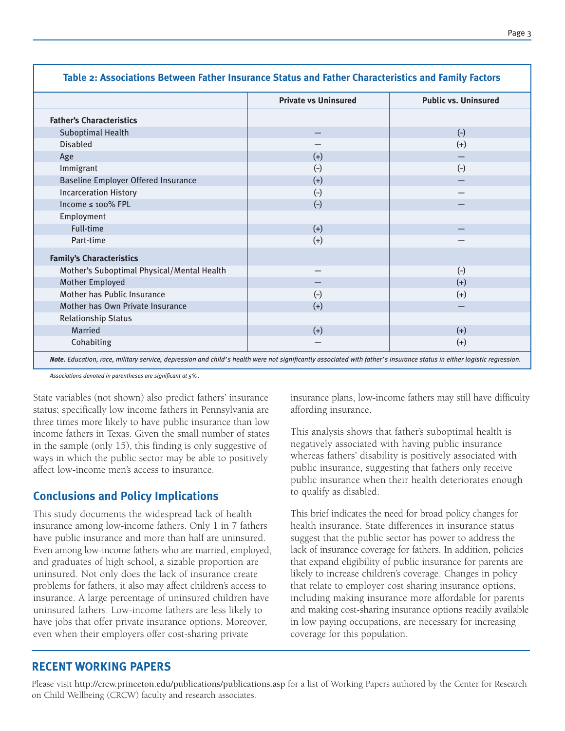**Table 2: Associations Between Father Insurance Status and Father Characteristics and Family Factors**

| | Private vs Uninsured | Public vs. Uninsured |
|---|---|---|
| **Father's Characteristics** | | |
| Suboptimal Health | — | (-) |
| Disabled | — | (+) |
| Age | (+) | — |
| Immigrant | (-) | (-) |
| Baseline Employer Offered Insurance | (+) | — |
| Incarceration History | (-) | — |
| Income ≤ 100% FPL | (-) | — |
| Employment | | |
| Full-time | (+) | — |
| Part-time | (+) | — |
| **Family's Characteristics** | | |
| Mother's Suboptimal Physical/Mental Health | — | (-) |
| Mother Employed | — | (+) |
| Mother has Public Insurance | (-) | (+) |
| Mother has Own Private Insurance | (+) | — |
| Relationship Status | | |
| Married | (+) | (+) |
| Cohabiting | — | (+) |

***Note.*** *Education, race, military service, depression and child's health were not significantly associated with father's insurance status in either logistic regression.*

*Associations denoted in parentheses are significant at 5%.*

State variables (not shown) also predict fathers' insurance status; specifically low income fathers in Pennsylvania are three times more likely to have public insurance than low income fathers in Texas. Given the small number of states in the sample (only 15), this finding is only suggestive of ways in which the public sector may be able to positively affect low-income men's access to insurance.

## Conclusions and Policy Implications

This study documents the widespread lack of health insurance among low-income fathers. Only 1 in 7 fathers have public insurance and more than half are uninsured. Even among low-income fathers who are married, employed, and graduates of high school, a sizable proportion are uninsured. Not only does the lack of insurance create problems for fathers, it also may affect children's access to insurance. A large percentage of uninsured children have uninsured fathers. Low-income fathers are less likely to have jobs that offer private insurance options. Moreover, even when their employers offer cost-sharing private insurance plans, low-income fathers may still have difficulty affording insurance.

This analysis shows that father's suboptimal health is negatively associated with having public insurance whereas fathers' disability is positively associated with public insurance, suggesting that fathers only receive public insurance when their health deteriorates enough to qualify as disabled.

This brief indicates the need for broad policy changes for health insurance. State differences in insurance status suggest that the public sector has power to address the lack of insurance coverage for fathers. In addition, policies that expand eligibility of public insurance for parents are likely to increase children's coverage. Changes in policy that relate to employer cost sharing insurance options, including making insurance more affordable for parents and making cost-sharing insurance options readily available in low paying occupations, are necessary for increasing coverage for this population.

## RECENT WORKING PAPERS

Please visit http://crcw.princeton.edu/publications/publications.asp for a list of Working Papers authored by the Center for Research on Child Wellbeing (CRCW) faculty and research associates.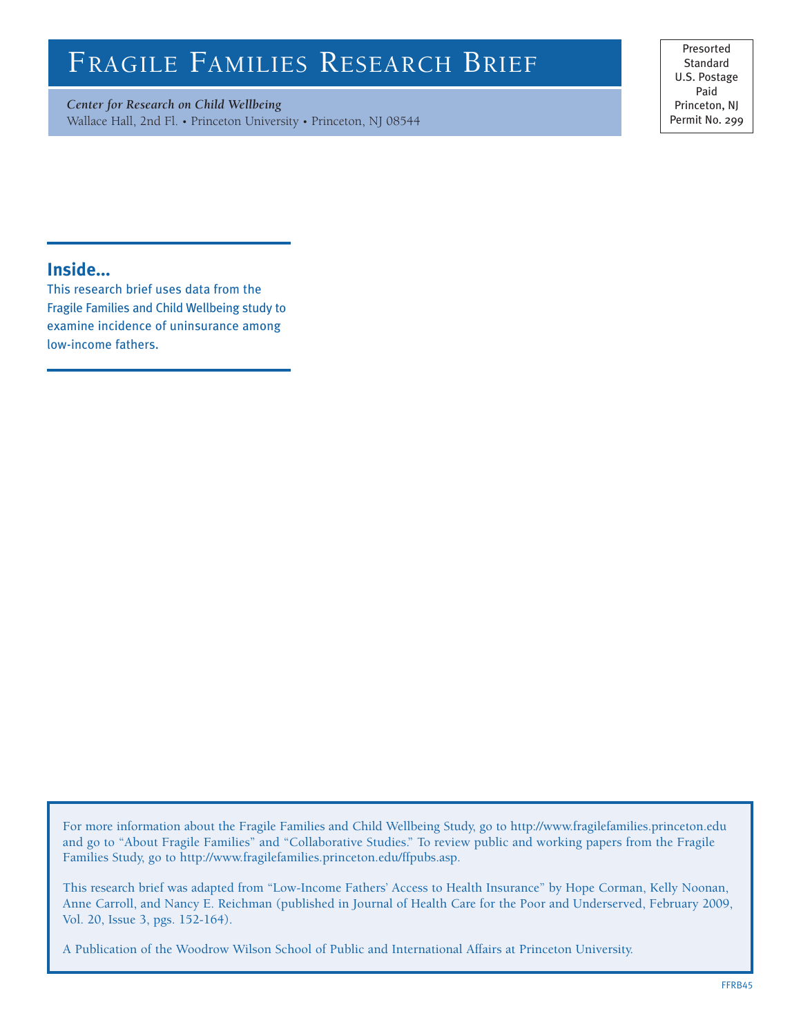# Fragile Families Research Brief

*Center for Research on Child Wellbeing*
Wallace Hall, 2nd Fl. • Princeton University • Princeton, NJ 08544

Presorted
Standard
U.S. Postage
Paid
Princeton, NJ
Permit No. 299

## Inside...

This research brief uses data from the Fragile Families and Child Wellbeing study to examine incidence of uninsurance among low-income fathers.

For more information about the Fragile Families and Child Wellbeing Study, go to http://www.fragilefamilies.princeton.edu and go to "About Fragile Families" and "Collaborative Studies." To review public and working papers from the Fragile Families Study, go to http://www.fragilefamilies.princeton.edu/ffpubs.asp.

This research brief was adapted from "Low-Income Fathers' Access to Health Insurance" by Hope Corman, Kelly Noonan, Anne Carroll, and Nancy E. Reichman (published in Journal of Health Care for the Poor and Underserved, February 2009, Vol. 20, Issue 3, pgs. 152-164).

A Publication of the Woodrow Wilson School of Public and International Affairs at Princeton University.

FFRB45